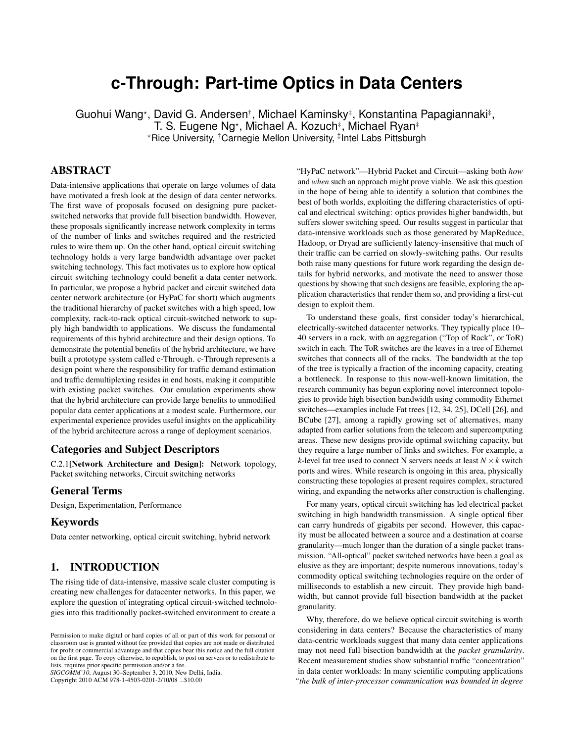# c-Through: Part-time Optics in Data Centers

Guohui Wang*, David G. Andersen[†], Michael Kaminsky[‡], Konstantina Papagiannaki[‡], T. S. Eugene Ng*, Michael A. Kozuch[‡], Michael Ryan[‡]

*Rice University, [†]Carnegie Mellon University, [‡]Intel Labs Pittsburgh

## ABSTRACT

Data-intensive applications that operate on large volumes of data have motivated a fresh look at the design of data center networks. The first wave of proposals focused on designing pure packet-switched networks that provide full bisection bandwidth. However, these proposals significantly increase network complexity in terms of the number of links and switches required and the restricted rules to wire them up. On the other hand, optical circuit switching technology holds a very large bandwidth advantage over packet switching technology. This fact motivates us to explore how optical circuit switching technology could benefit a data center network. In particular, we propose a hybrid packet and circuit switched data center network architecture (or HyPaC for short) which augments the traditional hierarchy of packet switches with a high speed, low complexity, rack-to-rack optical circuit-switched network to supply high bandwidth to applications. We discuss the fundamental requirements of this hybrid architecture and their design options. To demonstrate the potential benefits of the hybrid architecture, we have built a prototype system called c-Through. c-Through represents a design point where the responsibility for traffic demand estimation and traffic demultiplexing resides in end hosts, making it compatible with existing packet switches. Our emulation experiments show that the hybrid architecture can provide large benefits to unmodified popular data center applications at a modest scale. Furthermore, our experimental experience provides useful insights on the applicability of the hybrid architecture across a range of deployment scenarios.

### Categories and Subject Descriptors

C.2.1 [**Network Architecture and Design**]: Network topology, Packet switching networks, Circuit switching networks

### General Terms

Design, Experimentation, Performance

### Keywords

Data center networking, optical circuit switching, hybrid network

## 1. INTRODUCTION

The rising tide of data-intensive, massive scale cluster computing is creating new challenges for datacenter networks. In this paper, we explore the question of integrating optical circuit-switched technologies into this traditionally packet-switched environment to create a "HyPaC network"—Hybrid Packet and Circuit—asking both *how* and *when* such an approach might prove viable. We ask this question in the hope of being able to identify a solution that combines the best of both worlds, exploiting the differing characteristics of optical and electrical switching: optics provides higher bandwidth, but suffers slower switching speed. Our results suggest in particular that data-intensive workloads such as those generated by MapReduce, Hadoop, or Dryad are sufficiently latency-insensitive that much of their traffic can be carried on slowly-switching paths. Our results both raise many questions for future work regarding the design details for hybrid networks, and motivate the need to answer those questions by showing that such designs are feasible, exploring the application characteristics that render them so, and providing a first-cut design to exploit them.

To understand these goals, first consider today's hierarchical, electrically-switched datacenter networks. They typically place 10–40 servers in a rack, with an aggregation ("Top of Rack", or ToR) switch in each. The ToR switches are the leaves in a tree of Ethernet switches that connects all of the racks. The bandwidth at the top of the tree is typically a fraction of the incoming capacity, creating a bottleneck. In response to this now-well-known limitation, the research community has begun exploring novel interconnect topologies to provide high bisection bandwidth using commodity Ethernet switches—examples include Fat trees [12, 34, 25], DCell [26], and BCube [27], among a rapidly growing set of alternatives, many adapted from earlier solutions from the telecom and supercomputing areas. These new designs provide optimal switching capacity, but they require a large number of links and switches. For example, a $k$-level fat tree used to connect N servers needs at least $N \times k$ switch ports and wires. While research is ongoing in this area, physically constructing these topologies at present requires complex, structured wiring, and expanding the networks after construction is challenging.

For many years, optical circuit switching has led electrical packet switching in high bandwidth transmission. A single optical fiber can carry hundreds of gigabits per second. However, this capacity must be allocated between a source and a destination at coarse granularity—much longer than the duration of a single packet transmission. "All-optical" packet switched networks have been a goal as elusive as they are important; despite numerous innovations, today's commodity optical switching technologies require on the order of milliseconds to establish a new circuit. They provide high bandwidth, but cannot provide full bisection bandwidth at the packet granularity.

Why, therefore, do we believe optical circuit switching is worth considering in data centers? Because the characteristics of many data-centric workloads suggest that many data center applications may not need full bisection bandwidth at the *packet granularity*. Recent measurement studies show substantial traffic "concentration" in data center workloads: In many scientific computing applications *"the bulk of inter-processor communication was bounded in degree*

Permission to make digital or hard copies of all or part of this work for personal or classroom use is granted without fee provided that copies are not made or distributed for profit or commercial advantage and that copies bear this notice and the full citation on the first page. To copy otherwise, to republish, to post on servers or to redistribute to lists, requires prior specific permission and/or a fee.
*SIGCOMM'10*, August 30–September 3, 2010, New Delhi, India.
Copyright 2010 ACM 978-1-4503-0201-2/10/08 ...$10.00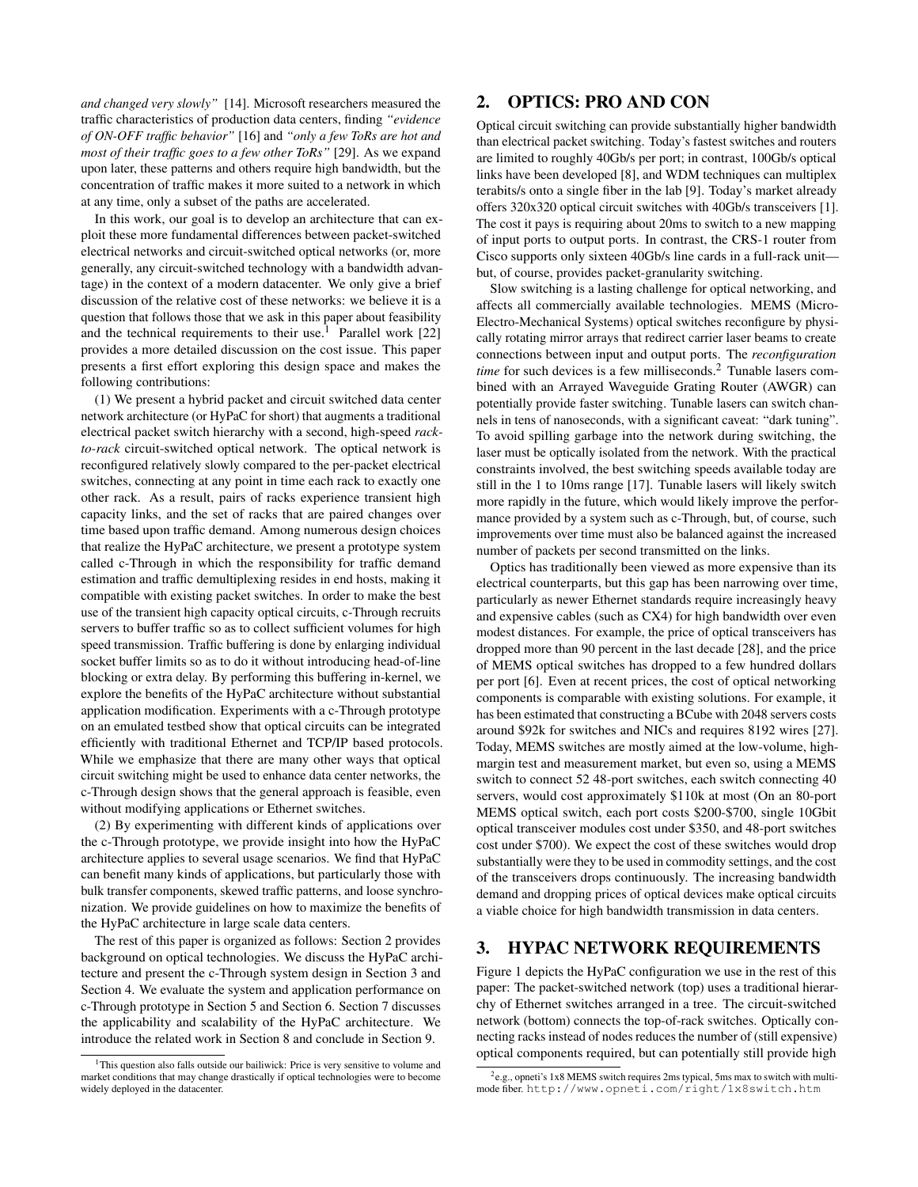*and changed very slowly"* [14]. Microsoft researchers measured the traffic characteristics of production data centers, finding *"evidence of ON-OFF traffic behavior"* [16] and *"only a few ToRs are hot and most of their traffic goes to a few other ToRs"* [29]. As we expand upon later, these patterns and others require high bandwidth, but the concentration of traffic makes it more suited to a network in which at any time, only a subset of the paths are accelerated.

In this work, our goal is to develop an architecture that can exploit these more fundamental differences between packet-switched electrical networks and circuit-switched optical networks (or, more generally, any circuit-switched technology with a bandwidth advantage) in the context of a modern datacenter. We only give a brief discussion of the relative cost of these networks: we believe it is a question that follows those that we ask in this paper about feasibility and the technical requirements to their use.[1] Parallel work [22] provides a more detailed discussion on the cost issue. This paper presents a first effort exploring this design space and makes the following contributions:

(1) We present a hybrid packet and circuit switched data center network architecture (or HyPaC for short) that augments a traditional electrical packet switch hierarchy with a second, high-speed *rack-to-rack* circuit-switched optical network. The optical network is reconfigured relatively slowly compared to the per-packet electrical switches, connecting at any point in time each rack to exactly one other rack. As a result, pairs of racks experience transient high capacity links, and the set of racks that are paired changes over time based upon traffic demand. Among numerous design choices that realize the HyPaC architecture, we present a prototype system called c-Through in which the responsibility for traffic demand estimation and traffic demultiplexing resides in end hosts, making it compatible with existing packet switches. In order to make the best use of the transient high capacity optical circuits, c-Through recruits servers to buffer traffic so as to collect sufficient volumes for high speed transmission. Traffic buffering is done by enlarging individual socket buffer limits so as to do it without introducing head-of-line blocking or extra delay. By performing this buffering in-kernel, we explore the benefits of the HyPaC architecture without substantial application modification. Experiments with a c-Through prototype on an emulated testbed show that optical circuits can be integrated efficiently with traditional Ethernet and TCP/IP based protocols. While we emphasize that there are many other ways that optical circuit switching might be used to enhance data center networks, the c-Through design shows that the general approach is feasible, even without modifying applications or Ethernet switches.

(2) By experimenting with different kinds of applications over the c-Through prototype, we provide insight into how the HyPaC architecture applies to several usage scenarios. We find that HyPaC can benefit many kinds of applications, but particularly those with bulk transfer components, skewed traffic patterns, and loose synchronization. We provide guidelines on how to maximize the benefits of the HyPaC architecture in large scale data centers.

The rest of this paper is organized as follows: Section 2 provides background on optical technologies. We discuss the HyPaC architecture and present the c-Through system design in Section 3 and Section 4. We evaluate the system and application performance on c-Through prototype in Section 5 and Section 6. Section 7 discusses the applicability and scalability of the HyPaC architecture. We introduce the related work in Section 8 and conclude in Section 9.

[1] This question also falls outside our bailiwick: Price is very sensitive to volume and market conditions that may change drastically if optical technologies were to become widely deployed in the datacenter.

## 2. OPTICS: PRO AND CON

Optical circuit switching can provide substantially higher bandwidth than electrical packet switching. Today's fastest switches and routers are limited to roughly 40Gb/s per port; in contrast, 100Gb/s optical links have been developed [8], and WDM techniques can multiplex terabits/s onto a single fiber in the lab [9]. Today's market already offers 320x320 optical circuit switches with 40Gb/s transceivers [1]. The cost it pays is requiring about 20ms to switch to a new mapping of input ports to output ports. In contrast, the CRS-1 router from Cisco supports only sixteen 40Gb/s line cards in a full-rack unit—but, of course, provides packet-granularity switching.

Slow switching is a lasting challenge for optical networking, and affects all commercially available technologies. MEMS (Micro-Electro-Mechanical Systems) optical switches reconfigure by physically rotating mirror arrays that redirect carrier laser beams to create connections between input and output ports. The *reconfiguration time* for such devices is a few milliseconds.[2] Tunable lasers combined with an Arrayed Waveguide Grating Router (AWGR) can potentially provide faster switching. Tunable lasers can switch channels in tens of nanoseconds, with a significant caveat: "dark tuning". To avoid spilling garbage into the network during switching, the laser must be optically isolated from the network. With the practical constraints involved, the best switching speeds available today are still in the 1 to 10ms range [17]. Tunable lasers will likely switch more rapidly in the future, which would likely improve the performance provided by a system such as c-Through, but, of course, such improvements over time must also be balanced against the increased number of packets per second transmitted on the links.

Optics has traditionally been viewed as more expensive than its electrical counterparts, but this gap has been narrowing over time, particularly as newer Ethernet standards require increasingly heavy and expensive cables (such as CX4) for high bandwidth over even modest distances. For example, the price of optical transceivers has dropped more than 90 percent in the last decade [28], and the price of MEMS optical switches has dropped to a few hundred dollars per port [6]. Even at recent prices, the cost of optical networking components is comparable with existing solutions. For example, it has been estimated that constructing a BCube with 2048 servers costs around $92k for switches and NICs and requires 8192 wires [27]. Today, MEMS switches are mostly aimed at the low-volume, high-margin test and measurement market, but even so, using a MEMS switch to connect 52 48-port switches, each switch connecting 40 servers, would cost approximately $110k at most (On an 80-port MEMS optical switch, each port costs $200-$700, single 10Gbit optical transceiver modules cost under $350, and 48-port switches cost under $700). We expect the cost of these switches would drop substantially were they to be used in commodity settings, and the cost of the transceivers drops continuously. The increasing bandwidth demand and dropping prices of optical devices make optical circuits a viable choice for high bandwidth transmission in data centers.

## 3. HYPAC NETWORK REQUIREMENTS

Figure 1 depicts the HyPaC configuration we use in the rest of this paper: The packet-switched network (top) uses a traditional hierarchy of Ethernet switches arranged in a tree. The circuit-switched network (bottom) connects the top-of-rack switches. Optically connecting racks instead of nodes reduces the number of (still expensive) optical components required, but can potentially still provide high

[2] e.g., opneti's 1x8 MEMS switch requires 2ms typical, 5ms max to switch with multimode fiber. http://www.opneti.com/right/1x8switch.htm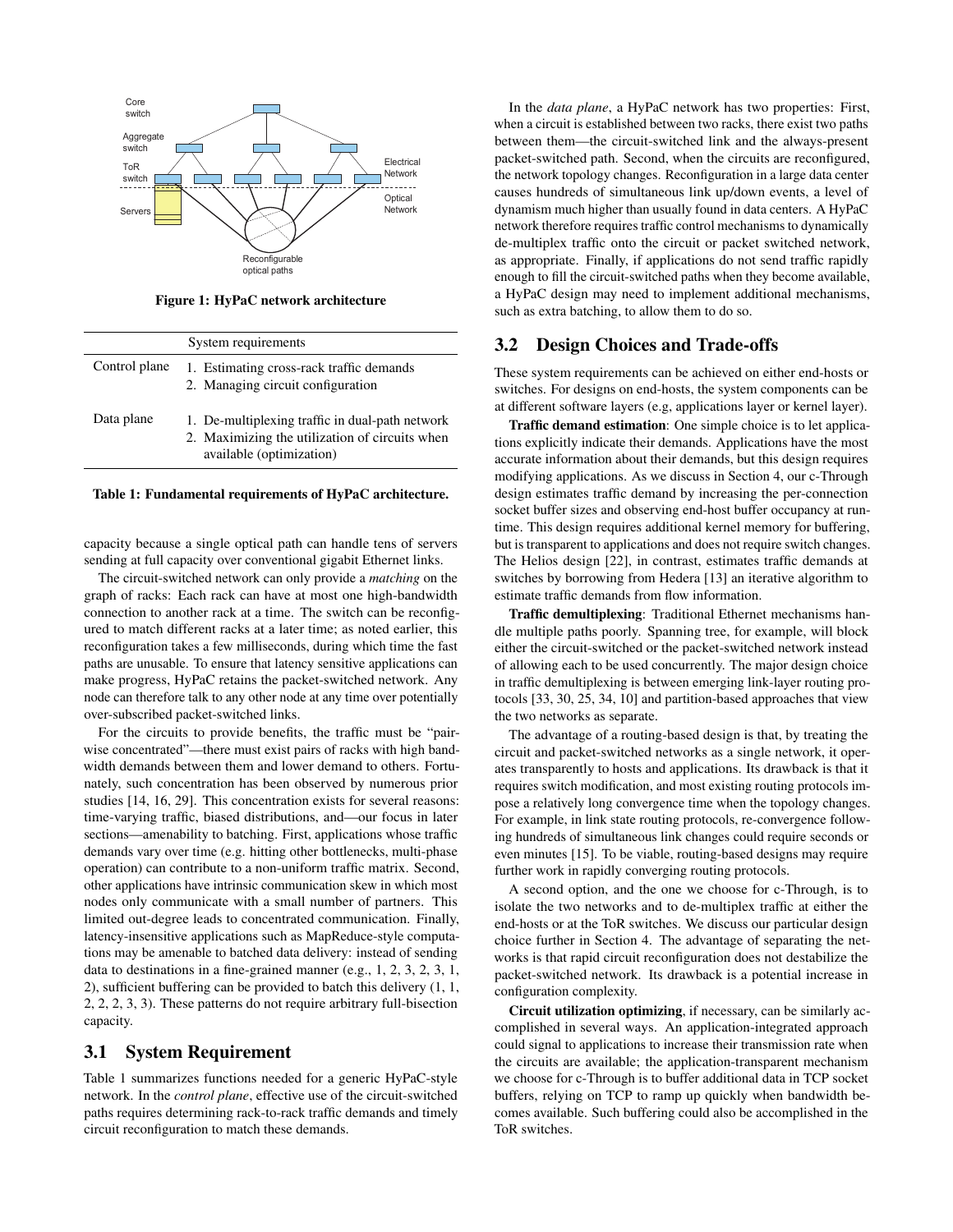Figure 1: HyPaC network architecture

| System requirements | |
|---|---|
| Control plane | 1. Estimating cross-rack traffic demands<br>2. Managing circuit configuration |
| Data plane | 1. De-multiplexing traffic in dual-path network<br>2. Maximizing the utilization of circuits when available (optimization) |

**Table 1: Fundamental requirements of HyPaC architecture.**

capacity because a single optical path can handle tens of servers sending at full capacity over conventional gigabit Ethernet links.

The circuit-switched network can only provide a *matching* on the graph of racks: Each rack can have at most one high-bandwidth connection to another rack at a time. The switch can be reconfigured to match different racks at a later time; as noted earlier, this reconfiguration takes a few milliseconds, during which time the fast paths are unusable. To ensure that latency sensitive applications can make progress, HyPaC retains the packet-switched network. Any node can therefore talk to any other node at any time over potentially over-subscribed packet-switched links.

For the circuits to provide benefits, the traffic must be "pair-wise concentrated"—there must exist pairs of racks with high bandwidth demands between them and lower demand to others. Fortunately, such concentration has been observed by numerous prior studies [14, 16, 29]. This concentration exists for several reasons: time-varying traffic, biased distributions, and—our focus in later sections—amenability to batching. First, applications whose traffic demands vary over time (e.g. hitting other bottlenecks, multi-phase operation) can contribute to a non-uniform traffic matrix. Second, other applications have intrinsic communication skew in which most nodes only communicate with a small number of partners. This limited out-degree leads to concentrated communication. Finally, latency-insensitive applications such as MapReduce-style computations may be amenable to batched data delivery: instead of sending data to destinations in a fine-grained manner (e.g., 1, 2, 3, 2, 3, 1, 2), sufficient buffering can be provided to batch this delivery (1, 1, 2, 2, 2, 3, 3). These patterns do not require arbitrary full-bisection capacity.

## 3.1 System Requirement

Table 1 summarizes functions needed for a generic HyPaC-style network. In the *control plane*, effective use of the circuit-switched paths requires determining rack-to-rack traffic demands and timely circuit reconfiguration to match these demands.

In the *data plane*, a HyPaC network has two properties: First, when a circuit is established between two racks, there exist two paths between them—the circuit-switched link and the always-present packet-switched path. Second, when the circuits are reconfigured, the network topology changes. Reconfiguration in a large data center causes hundreds of simultaneous link up/down events, a level of dynamism much higher than usually found in data centers. A HyPaC network therefore requires traffic control mechanisms to dynamically de-multiplex traffic onto the circuit or packet switched network, as appropriate. Finally, if applications do not send traffic rapidly enough to fill the circuit-switched paths when they become available, a HyPaC design may need to implement additional mechanisms, such as extra batching, to allow them to do so.

## 3.2 Design Choices and Trade-offs

These system requirements can be achieved on either end-hosts or switches. For designs on end-hosts, the system components can be at different software layers (e.g, applications layer or kernel layer).

**Traffic demand estimation**: One simple choice is to let applications explicitly indicate their demands. Applications have the most accurate information about their demands, but this design requires modifying applications. As we discuss in Section 4, our c-Through design estimates traffic demand by increasing the per-connection socket buffer sizes and observing end-host buffer occupancy at runtime. This design requires additional kernel memory for buffering, but is transparent to applications and does not require switch changes. The Helios design [22], in contrast, estimates traffic demands at switches by borrowing from Hedera [13] an iterative algorithm to estimate traffic demands from flow information.

**Traffic demultiplexing**: Traditional Ethernet mechanisms handle multiple paths poorly. Spanning tree, for example, will block either the circuit-switched or the packet-switched network instead of allowing each to be used concurrently. The major design choice in traffic demultiplexing is between emerging link-layer routing protocols [33, 30, 25, 34, 10] and partition-based approaches that view the two networks as separate.

The advantage of a routing-based design is that, by treating the circuit and packet-switched networks as a single network, it operates transparently to hosts and applications. Its drawback is that it requires switch modification, and most existing routing protocols impose a relatively long convergence time when the topology changes. For example, in link state routing protocols, re-convergence following hundreds of simultaneous link changes could require seconds or even minutes [15]. To be viable, routing-based designs may require further work in rapidly converging routing protocols.

A second option, and the one we choose for c-Through, is to isolate the two networks and to de-multiplex traffic at either the end-hosts or at the ToR switches. We discuss our particular design choice further in Section 4. The advantage of separating the networks is that rapid circuit reconfiguration does not destabilize the packet-switched network. Its drawback is a potential increase in configuration complexity.

**Circuit utilization optimizing**, if necessary, can be similarly accomplished in several ways. An application-integrated approach could signal to applications to increase their transmission rate when the circuits are available; the application-transparent mechanism we choose for c-Through is to buffer additional data in TCP socket buffers, relying on TCP to ramp up quickly when bandwidth becomes available. Such buffering could also be accomplished in the ToR switches.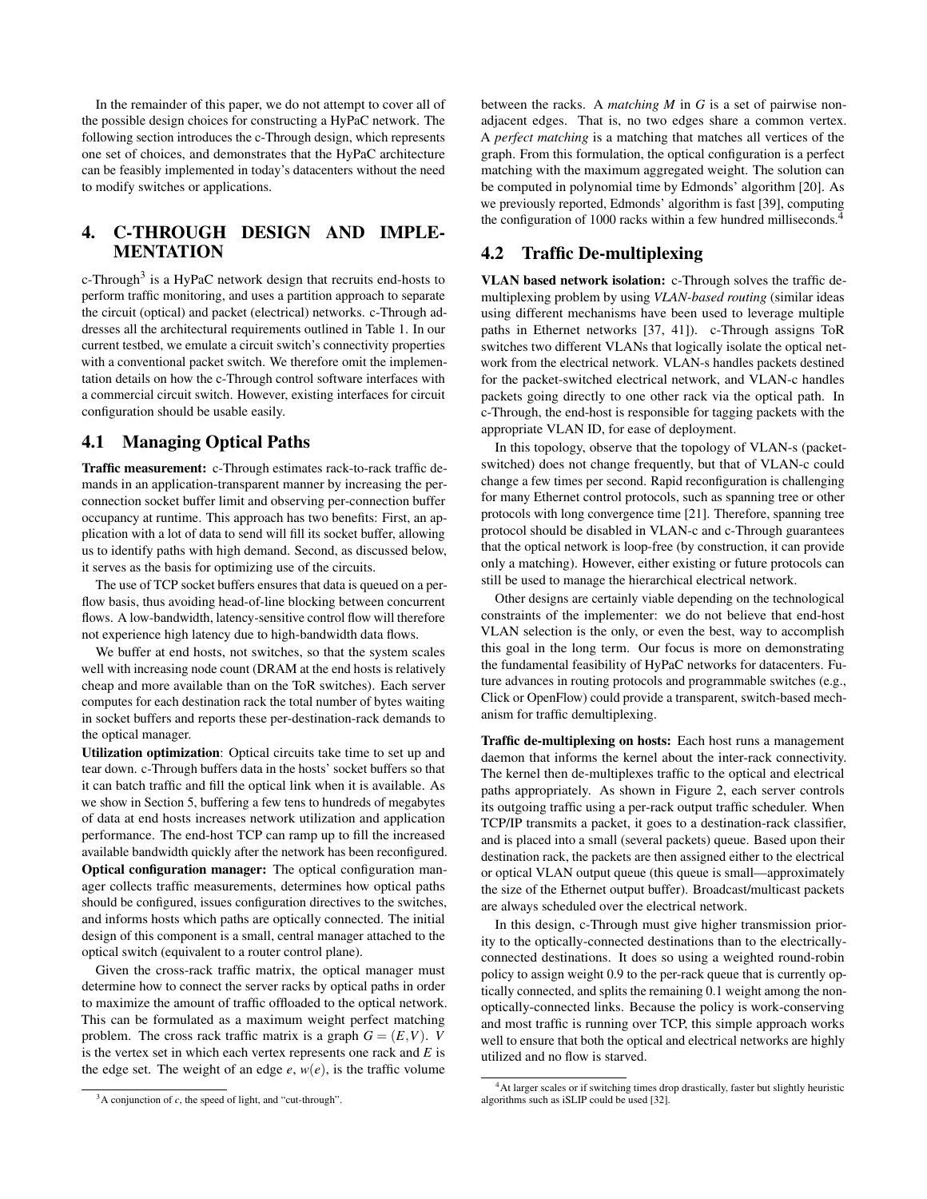In the remainder of this paper, we do not attempt to cover all of the possible design choices for constructing a HyPaC network. The following section introduces the c-Through design, which represents one set of choices, and demonstrates that the HyPaC architecture can be feasibly implemented in today's datacenters without the need to modify switches or applications.

## 4. C-THROUGH DESIGN AND IMPLEMENTATION

c-Through[3] is a HyPaC network design that recruits end-hosts to perform traffic monitoring, and uses a partition approach to separate the circuit (optical) and packet (electrical) networks. c-Through addresses all the architectural requirements outlined in Table 1. In our current testbed, we emulate a circuit switch's connectivity properties with a conventional packet switch. We therefore omit the implementation details on how the c-Through control software interfaces with a commercial circuit switch. However, existing interfaces for circuit configuration should be usable easily.

### 4.1 Managing Optical Paths

**Traffic measurement:** c-Through estimates rack-to-rack traffic demands in an application-transparent manner by increasing the per-connection socket buffer limit and observing per-connection buffer occupancy at runtime. This approach has two benefits: First, an application with a lot of data to send will fill its socket buffer, allowing us to identify paths with high demand. Second, as discussed below, it serves as the basis for optimizing use of the circuits.

The use of TCP socket buffers ensures that data is queued on a per-flow basis, thus avoiding head-of-line blocking between concurrent flows. A low-bandwidth, latency-sensitive control flow will therefore not experience high latency due to high-bandwidth data flows.

We buffer at end hosts, not switches, so that the system scales well with increasing node count (DRAM at the end hosts is relatively cheap and more available than on the ToR switches). Each server computes for each destination rack the total number of bytes waiting in socket buffers and reports these per-destination-rack demands to the optical manager.

**Utilization optimization**: Optical circuits take time to set up and tear down. c-Through buffers data in the hosts' socket buffers so that it can batch traffic and fill the optical link when it is available. As we show in Section 5, buffering a few tens to hundreds of megabytes of data at end hosts increases network utilization and application performance. The end-host TCP can ramp up to fill the increased available bandwidth quickly after the network has been reconfigured.

**Optical configuration manager:** The optical configuration manager collects traffic measurements, determines how optical paths should be configured, issues configuration directives to the switches, and informs hosts which paths are optically connected. The initial design of this component is a small, central manager attached to the optical switch (equivalent to a router control plane).

Given the cross-rack traffic matrix, the optical manager must determine how to connect the server racks by optical paths in order to maximize the amount of traffic offloaded to the optical network. This can be formulated as a maximum weight perfect matching problem. The cross rack traffic matrix is a graph $G = (E, V)$. $V$ is the vertex set in which each vertex represents one rack and $E$ is the edge set. The weight of an edge $e$, $w(e)$, is the traffic volume between the racks. A *matching* $M$ in $G$ is a set of pairwise non-adjacent edges. That is, no two edges share a common vertex. A *perfect matching* is a matching that matches all vertices of the graph. From this formulation, the optical configuration is a perfect matching with the maximum aggregated weight. The solution can be computed in polynomial time by Edmonds' algorithm [20]. As we previously reported, Edmonds' algorithm is fast [39], computing the configuration of 1000 racks within a few hundred milliseconds.[4]

### 4.2 Traffic De-multiplexing

**VLAN based network isolation:** c-Through solves the traffic de-multiplexing problem by using *VLAN-based routing* (similar ideas using different mechanisms have been used to leverage multiple paths in Ethernet networks [37, 41]). c-Through assigns ToR switches two different VLANs that logically isolate the optical network from the electrical network. VLAN-s handles packets destined for the packet-switched electrical network, and VLAN-c handles packets going directly to one other rack via the optical path. In c-Through, the end-host is responsible for tagging packets with the appropriate VLAN ID, for ease of deployment.

In this topology, observe that the topology of VLAN-s (packet-switched) does not change frequently, but that of VLAN-c could change a few times per second. Rapid reconfiguration is challenging for many Ethernet control protocols, such as spanning tree or other protocols with long convergence time [21]. Therefore, spanning tree protocol should be disabled in VLAN-c and c-Through guarantees that the optical network is loop-free (by construction, it can provide only a matching). However, either existing or future protocols can still be used to manage the hierarchical electrical network.

Other designs are certainly viable depending on the technological constraints of the implementer: we do not believe that end-host VLAN selection is the only, or even the best, way to accomplish this goal in the long term. Our focus is more on demonstrating the fundamental feasibility of HyPaC networks for datacenters. Future advances in routing protocols and programmable switches (e.g., Click or OpenFlow) could provide a transparent, switch-based mechanism for traffic demultiplexing.

**Traffic de-multiplexing on hosts:** Each host runs a management daemon that informs the kernel about the inter-rack connectivity. The kernel then de-multiplexes traffic to the optical and electrical paths appropriately. As shown in Figure 2, each server controls its outgoing traffic using a per-rack output traffic scheduler. When TCP/IP transmits a packet, it goes to a destination-rack classifier, and is placed into a small (several packets) queue. Based upon their destination rack, the packets are then assigned either to the electrical or optical VLAN output queue (this queue is small—approximately the size of the Ethernet output buffer). Broadcast/multicast packets are always scheduled over the electrical network.

In this design, c-Through must give higher transmission priority to the optically-connected destinations than to the electrically-connected destinations. It does so using a weighted round-robin policy to assign weight 0.9 to the per-rack queue that is currently optically connected, and splits the remaining 0.1 weight among the non-optically-connected links. Because the policy is work-conserving and most traffic is running over TCP, this simple approach works well to ensure that both the optical and electrical networks are highly utilized and no flow is starved.

[3] A conjunction of *c*, the speed of light, and "cut-through".

[4] At larger scales or if switching times drop drastically, faster but slightly heuristic algorithms such as iSLIP could be used [32].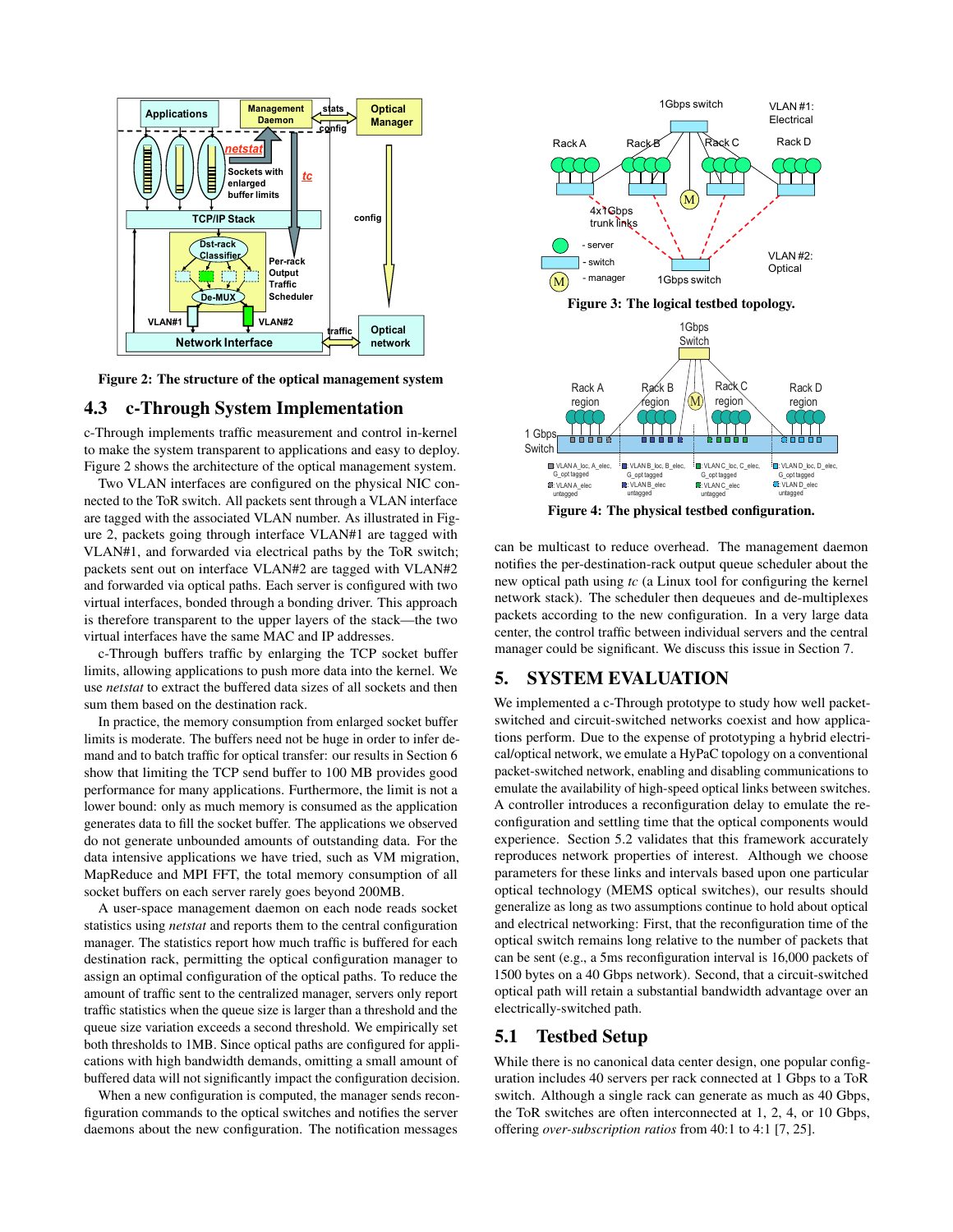Applications

Management Daemon

stats

config

Optical Manager

netstat

Sockets with enlarged buffer limits

tc

TCP/IP Stack

config

Dst-rack Classifier

De-MUX

Per-rack Output Traffic Scheduler

VLAN#1

VLAN#2

Network Interface

traffic

Optical network

**Figure 2: The structure of the optical management system**

## 4.3 c-Through System Implementation

c-Through implements traffic measurement and control in-kernel to make the system transparent to applications and easy to deploy. Figure 2 shows the architecture of the optical management system.

Two VLAN interfaces are configured on the physical NIC connected to the ToR switch. All packets sent through a VLAN interface are tagged with the associated VLAN number. As illustrated in Figure 2, packets going through interface VLAN#1 are tagged with VLAN#1, and forwarded via electrical paths by the ToR switch; packets sent out on interface VLAN#2 are tagged with VLAN#2 and forwarded via optical paths. Each server is configured with two virtual interfaces, bonded through a bonding driver. This approach is therefore transparent to the upper layers of the stack—the two virtual interfaces have the same MAC and IP addresses.

c-Through buffers traffic by enlarging the TCP socket buffer limits, allowing applications to push more data into the kernel. We use *netstat* to extract the buffered data sizes of all sockets and then sum them based on the destination rack.

In practice, the memory consumption from enlarged socket buffer limits is moderate. The buffers need not be huge in order to infer demand and to batch traffic for optical transfer: our results in Section 6 show that limiting the TCP send buffer to 100 MB provides good performance for many applications. Furthermore, the limit is not a lower bound: only as much memory is consumed as the application generates data to fill the socket buffer. The applications we observed do not generate unbounded amounts of outstanding data. For the data intensive applications we have tried, such as VM migration, MapReduce and MPI FFT, the total memory consumption of all socket buffers on each server rarely goes beyond 200MB.

A user-space management daemon on each node reads socket statistics using *netstat* and reports them to the central configuration manager. The statistics report how much traffic is buffered for each destination rack, permitting the optical configuration manager to assign an optimal configuration of the optical paths. To reduce the amount of traffic sent to the centralized manager, servers only report traffic statistics when the queue size is larger than a threshold and the queue size variation exceeds a second threshold. We empirically set both thresholds to 1MB. Since optical paths are configured for applications with high bandwidth demands, omitting a small amount of buffered data will not significantly impact the configuration decision.

When a new configuration is computed, the manager sends reconfiguration commands to the optical switches and notifies the server daemons about the new configuration. The notification messages can be multicast to reduce overhead. The management daemon notifies the per-destination-rack output queue scheduler about the new optical path using *tc* (a Linux tool for configuring the kernel network stack). The scheduler then dequeues and de-multiplexes packets according to the new configuration. In a very large data center, the control traffic between individual servers and the central manager could be significant. We discuss this issue in Section 7.

1Gbps switch

VLAN #1: Electrical

Rack A

Rack B

Rack C

Rack D

M

4x1Gbps trunk links

- server

- switch

- manager

1Gbps switch

VLAN #2: Optical

**Figure 3: The logical testbed topology.**

1Gbps Switch

Rack A region

Rack B region

M

Rack C region

Rack D region

1 Gbps Switch

VLAN A_loc, A_elec, G_opt tagged

VLAN A_elec untagged

VLAN B_loc, B_elec, G_opt tagged

VLAN B_elec untagged

VLAN C_loc, C_elec, G_opt tagged

VLAN C_elec untagged

VLAN D_loc, D_elec, G_opt tagged

VLAN D_elec untagged

**Figure 4: The physical testbed configuration.**

## 5. SYSTEM EVALUATION

We implemented a c-Through prototype to study how well packet-switched and circuit-switched networks coexist and how applications perform. Due to the expense of prototyping a hybrid electrical/optical network, we emulate a HyPaC topology on a conventional packet-switched network, enabling and disabling communications to emulate the availability of high-speed optical links between switches. A controller introduces a reconfiguration delay to emulate the reconfiguration and settling time that the optical components would experience. Section 5.2 validates that this framework accurately reproduces network properties of interest. Although we choose parameters for these links and intervals based upon one particular optical technology (MEMS optical switches), our results should generalize as long as two assumptions continue to hold about optical and electrical networking: First, that the reconfiguration time of the optical switch remains long relative to the number of packets that can be sent (e.g., a 5ms reconfiguration interval is 16,000 packets of 1500 bytes on a 40 Gbps network). Second, that a circuit-switched optical path will retain a substantial bandwidth advantage over an electrically-switched path.

## 5.1 Testbed Setup

While there is no canonical data center design, one popular configuration includes 40 servers per rack connected at 1 Gbps to a ToR switch. Although a single rack can generate as much as 40 Gbps, the ToR switches are often interconnected at 1, 2, 4, or 10 Gbps, offering *over-subscription ratios* from 40:1 to 4:1 [7, 25].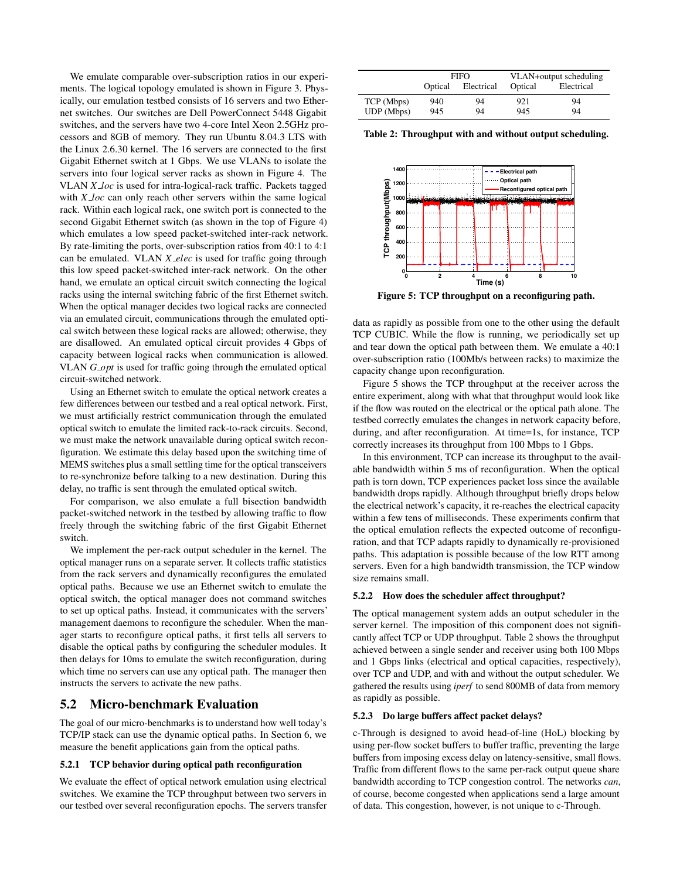We emulate comparable over-subscription ratios in our experiments. The logical topology emulated is shown in Figure 3. Physically, our emulation testbed consists of 16 servers and two Ethernet switches. Our switches are Dell PowerConnect 5448 Gigabit switches, and the servers have two 4-core Intel Xeon 2.5GHz processors and 8GB of memory. They run Ubuntu 8.04.3 LTS with the Linux 2.6.30 kernel. The 16 servers are connected to the first Gigabit Ethernet switch at 1 Gbps. We use VLANs to isolate the servers into four logical server racks as shown in Figure 4. The VLAN *X_loc* is used for intra-logical-rack traffic. Packets tagged with *X_loc* can only reach other servers within the same logical rack. Within each logical rack, one switch port is connected to the second Gigabit Ethernet switch (as shown in the top of Figure 4) which emulates a low speed packet-switched inter-rack network. By rate-limiting the ports, over-subscription ratios from 40:1 to 4:1 can be emulated. VLAN *X_elec* is used for traffic going through this low speed packet-switched inter-rack network. On the other hand, we emulate an optical circuit switch connecting the logical racks using the internal switching fabric of the first Ethernet switch. When the optical manager decides two logical racks are connected via an emulated circuit, communications through the emulated optical switch between these logical racks are allowed; otherwise, they are disallowed. An emulated optical circuit provides 4 Gbps of capacity between logical racks when communication is allowed. VLAN *G_opt* is used for traffic going through the emulated optical circuit-switched network.

Using an Ethernet switch to emulate the optical network creates a few differences between our testbed and a real optical network. First, we must artificially restrict communication through the emulated optical switch to emulate the limited rack-to-rack circuits. Second, we must make the network unavailable during optical switch reconfiguration. We estimate this delay based upon the switching time of MEMS switches plus a small settling time for the optical transceivers to re-synchronize before talking to a new destination. During this delay, no traffic is sent through the emulated optical switch.

For comparison, we also emulate a full bisection bandwidth packet-switched network in the testbed by allowing traffic to flow freely through the switching fabric of the first Gigabit Ethernet switch.

We implement the per-rack output scheduler in the kernel. The optical manager runs on a separate server. It collects traffic statistics from the rack servers and dynamically reconfigures the emulated optical paths. Because we use an Ethernet switch to emulate the optical switch, the optical manager does not command switches to set up optical paths. Instead, it communicates with the servers' management daemons to reconfigure the scheduler. When the manager starts to reconfigure optical paths, it first tells all servers to disable the optical paths by configuring the scheduler modules. It then delays for 10ms to emulate the switch reconfiguration, during which time no servers can use any optical path. The manager then instructs the servers to activate the new paths.

## 5.2 Micro-benchmark Evaluation

The goal of our micro-benchmarks is to understand how well today's TCP/IP stack can use the dynamic optical paths. In Section 6, we measure the benefit applications gain from the optical paths.

### 5.2.1 TCP behavior during optical path reconfiguration

We evaluate the effect of optical network emulation using electrical switches. We examine the TCP throughput between two servers in our testbed over several reconfiguration epochs. The servers transfer data as rapidly as possible from one to the other using the default TCP CUBIC. While the flow is running, we periodically set up and tear down the optical path between them. We emulate a 40:1 over-subscription ratio (100Mb/s between racks) to maximize the capacity change upon reconfiguration.

|  | FIFO |  | VLAN+output scheduling |  |
|---|---|---|---|---|
|  | Optical | Electrical | Optical | Electrical |
| TCP (Mbps) | 940 | 94 | 921 | 94 |
| UDP (Mbps) | 945 | 94 | 945 | 94 |

**Table 2: Throughput with and without output scheduling.**

**Figure 5: TCP throughput on a reconfiguring path.**

Figure 5 shows the TCP throughput at the receiver across the entire experiment, along with what that throughput would look like if the flow was routed on the electrical or the optical path alone. The testbed correctly emulates the changes in network capacity before, during, and after reconfiguration. At time=1s, for instance, TCP correctly increases its throughput from 100 Mbps to 1 Gbps.

In this environment, TCP can increase its throughput to the available bandwidth within 5 ms of reconfiguration. When the optical path is torn down, TCP experiences packet loss since the available bandwidth drops rapidly. Although throughput briefly drops below the electrical network's capacity, it re-reaches the electrical capacity within a few tens of milliseconds. These experiments confirm that the optical emulation reflects the expected outcome of reconfiguration, and that TCP adapts rapidly to dynamically re-provisioned paths. This adaptation is possible because of the low RTT among servers. Even for a high bandwidth transmission, the TCP window size remains small.

### 5.2.2 How does the scheduler affect throughput?

The optical management system adds an output scheduler in the server kernel. The imposition of this component does not significantly affect TCP or UDP throughput. Table 2 shows the throughput achieved between a single sender and receiver using both 100 Mbps and 1 Gbps links (electrical and optical capacities, respectively), over TCP and UDP, and with and without the output scheduler. We gathered the results using *iperf* to send 800MB of data from memory as rapidly as possible.

### 5.2.3 Do large buffers affect packet delays?

c-Through is designed to avoid head-of-line (HoL) blocking by using per-flow socket buffers to buffer traffic, preventing the large buffers from imposing excess delay on latency-sensitive, small flows. Traffic from different flows to the same per-rack output queue share bandwidth according to TCP congestion control. The networks *can*, of course, become congested when applications send a large amount of data. This congestion, however, is not unique to c-Through.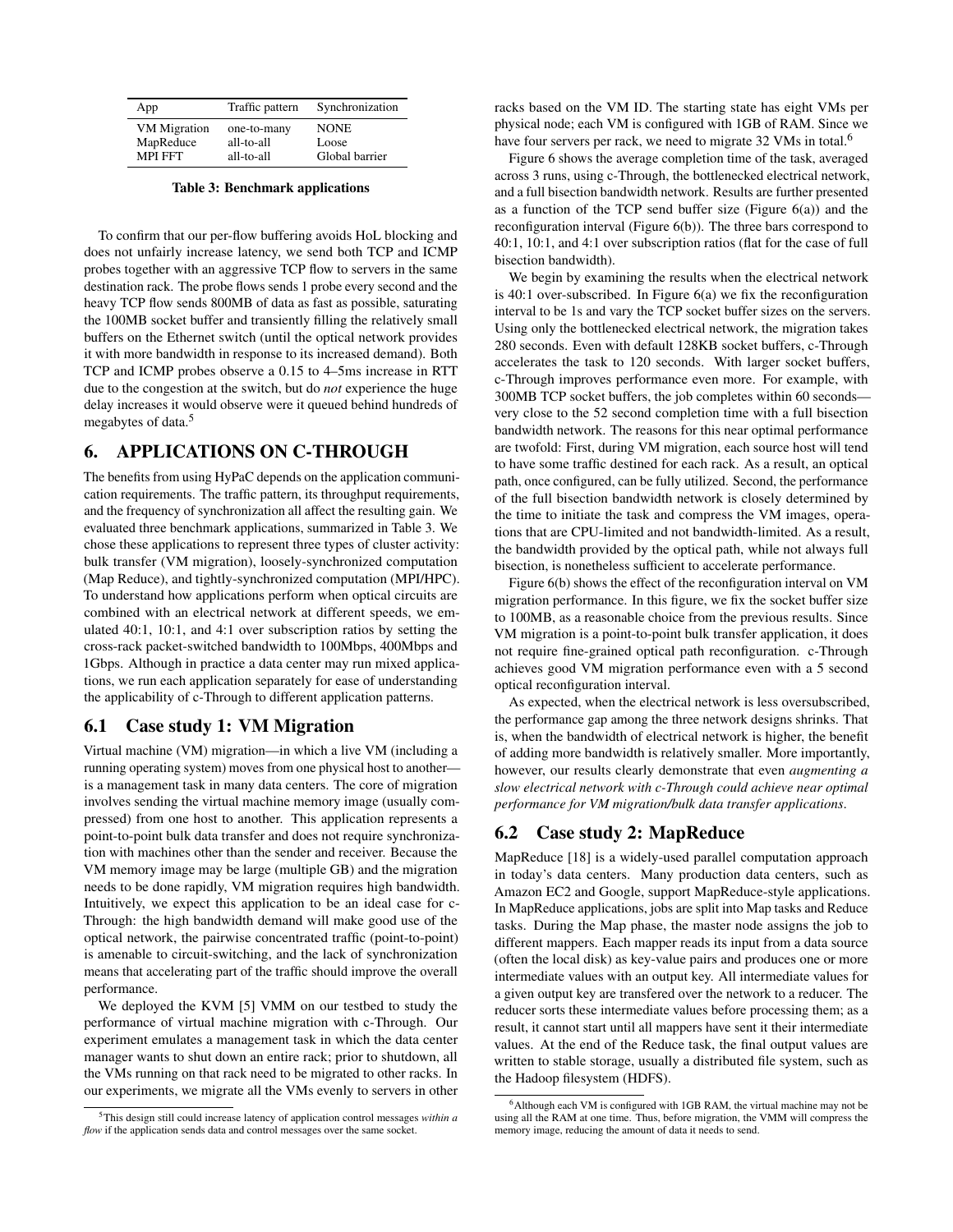| App | Traffic pattern | Synchronization |
|---|---|---|
| VM Migration | one-to-many | NONE |
| MapReduce | all-to-all | Loose |
| MPI FFT | all-to-all | Global barrier |

**Table 3: Benchmark applications**

To confirm that our per-flow buffering avoids HoL blocking and does not unfairly increase latency, we send both TCP and ICMP probes together with an aggressive TCP flow to servers in the same destination rack. The probe flows sends 1 probe every second and the heavy TCP flow sends 800MB of data as fast as possible, saturating the 100MB socket buffer and transiently filling the relatively small buffers on the Ethernet switch (until the optical network provides it with more bandwidth in response to its increased demand). Both TCP and ICMP probes observe a 0.15 to 4–5ms increase in RTT due to the congestion at the switch, but do *not* experience the huge delay increases it would observe were it queued behind hundreds of megabytes of data.[5]

## 6. APPLICATIONS ON C-THROUGH

The benefits from using HyPaC depends on the application communication requirements. The traffic pattern, its throughput requirements, and the frequency of synchronization all affect the resulting gain. We evaluated three benchmark applications, summarized in Table 3. We chose these applications to represent three types of cluster activity: bulk transfer (VM migration), loosely-synchronized computation (Map Reduce), and tightly-synchronized computation (MPI/HPC). To understand how applications perform when optical circuits are combined with an electrical network at different speeds, we emulated 40:1, 10:1, and 4:1 over subscription ratios by setting the cross-rack packet-switched bandwidth to 100Mbps, 400Mbps and 1Gbps. Although in practice a data center may run mixed applications, we run each application separately for ease of understanding the applicability of c-Through to different application patterns.

### 6.1 Case study 1: VM Migration

Virtual machine (VM) migration—in which a live VM (including a running operating system) moves from one physical host to another—is a management task in many data centers. The core of migration involves sending the virtual machine memory image (usually compressed) from one host to another. This application represents a point-to-point bulk data transfer and does not require synchronization with machines other than the sender and receiver. Because the VM memory image may be large (multiple GB) and the migration needs to be done rapidly, VM migration requires high bandwidth. Intuitively, we expect this application to be an ideal case for c-Through: the high bandwidth demand will make good use of the optical network, the pairwise concentrated traffic (point-to-point) is amenable to circuit-switching, and the lack of synchronization means that accelerating part of the traffic should improve the overall performance.

We deployed the KVM [5] VMM on our testbed to study the performance of virtual machine migration with c-Through. Our experiment emulates a management task in which the data center manager wants to shut down an entire rack; prior to shutdown, all the VMs running on that rack need to be migrated to other racks. In our experiments, we migrate all the VMs evenly to servers in other racks based on the VM ID. The starting state has eight VMs per physical node; each VM is configured with 1GB of RAM. Since we have four servers per rack, we need to migrate 32 VMs in total.[6]

Figure 6 shows the average completion time of the task, averaged across 3 runs, using c-Through, the bottlenecked electrical network, and a full bisection bandwidth network. Results are further presented as a function of the TCP send buffer size (Figure 6(a)) and the reconfiguration interval (Figure 6(b)). The three bars correspond to 40:1, 10:1, and 4:1 over subscription ratios (flat for the case of full bisection bandwidth).

We begin by examining the results when the electrical network is 40:1 over-subscribed. In Figure 6(a) we fix the reconfiguration interval to be 1s and vary the TCP socket buffer sizes on the servers. Using only the bottlenecked electrical network, the migration takes 280 seconds. Even with default 128KB socket buffers, c-Through accelerates the task to 120 seconds. With larger socket buffers, c-Through improves performance even more. For example, with 300MB TCP socket buffers, the job completes within 60 seconds—very close to the 52 second completion time with a full bisection bandwidth network. The reasons for this near optimal performance are twofold: First, during VM migration, each source host will tend to have some traffic destined for each rack. As a result, an optical path, once configured, can be fully utilized. Second, the performance of the full bisection bandwidth network is closely determined by the time to initiate the task and compress the VM images, operations that are CPU-limited and not bandwidth-limited. As a result, the bandwidth provided by the optical path, while not always full bisection, is nonetheless sufficient to accelerate performance.

Figure 6(b) shows the effect of the reconfiguration interval on VM migration performance. In this figure, we fix the socket buffer size to 100MB, as a reasonable choice from the previous results. Since VM migration is a point-to-point bulk transfer application, it does not require fine-grained optical path reconfiguration. c-Through achieves good VM migration performance even with a 5 second optical reconfiguration interval.

As expected, when the electrical network is less oversubscribed, the performance gap among the three network designs shrinks. That is, when the bandwidth of electrical network is higher, the benefit of adding more bandwidth is relatively smaller. More importantly, however, our results clearly demonstrate that even *augmenting a slow electrical network with c-Through could achieve near optimal performance for VM migration/bulk data transfer applications*.

### 6.2 Case study 2: MapReduce

MapReduce [18] is a widely-used parallel computation approach in today's data centers. Many production data centers, such as Amazon EC2 and Google, support MapReduce-style applications. In MapReduce applications, jobs are split into Map tasks and Reduce tasks. During the Map phase, the master node assigns the job to different mappers. Each mapper reads its input from a data source (often the local disk) as key-value pairs and produces one or more intermediate values with an output key. All intermediate values for a given output key are transfered over the network to a reducer. The reducer sorts these intermediate values before processing them; as a result, it cannot start until all mappers have sent it their intermediate values. At the end of the Reduce task, the final output values are written to stable storage, usually a distributed file system, such as the Hadoop filesystem (HDFS).

[5] This design still could increase latency of application control messages *within a flow* if the application sends data and control messages over the same socket.

[6] Although each VM is configured with 1GB RAM, the virtual machine may not be using all the RAM at one time. Thus, before migration, the VMM will compress the memory image, reducing the amount of data it needs to send.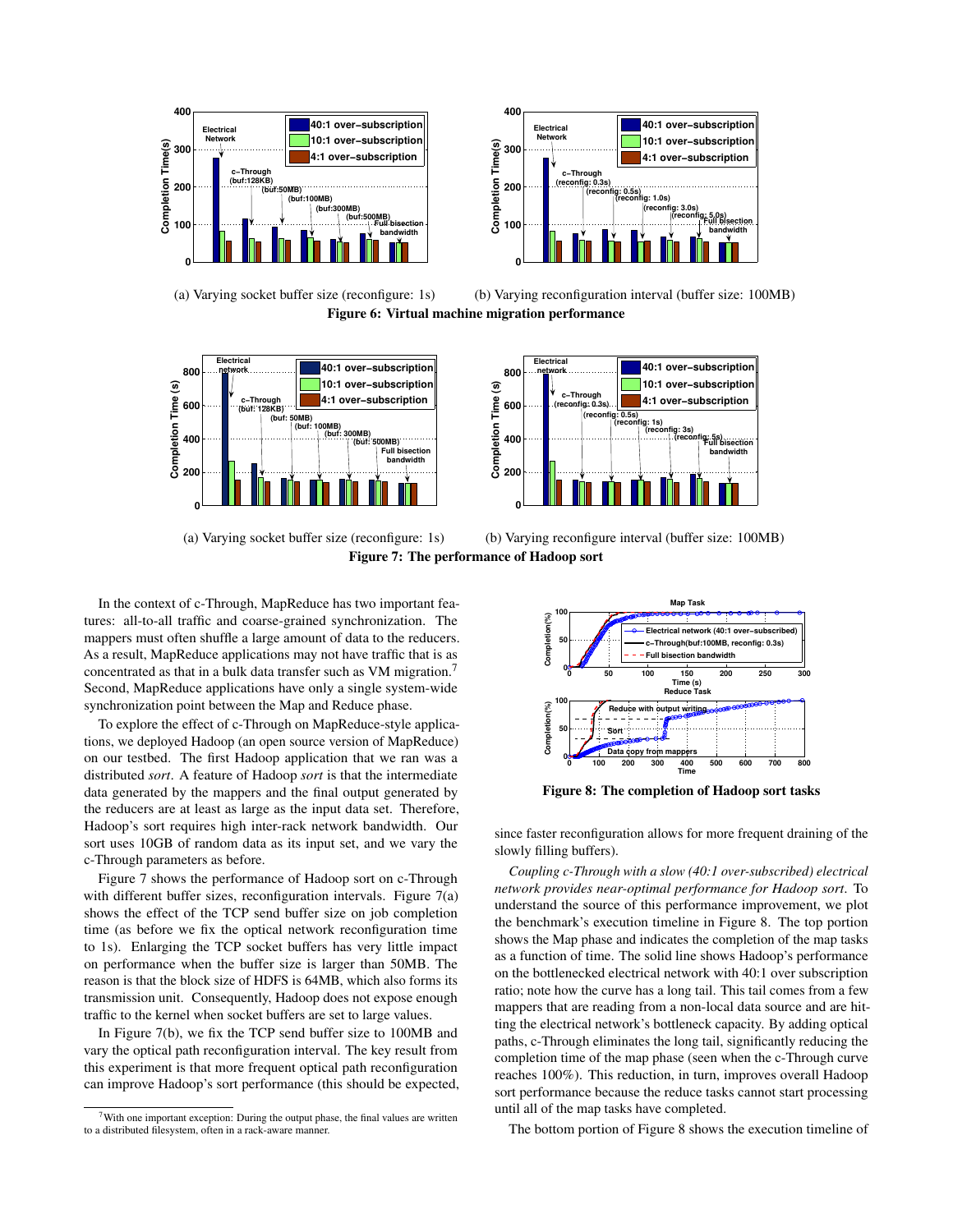(a) Varying socket buffer size (reconfigure: 1s)

(b) Varying reconfiguration interval (buffer size: 100MB)

**Figure 6: Virtual machine migration performance**

(a) Varying socket buffer size (reconfigure: 1s)

(b) Varying reconfigure interval (buffer size: 100MB)

**Figure 7: The performance of Hadoop sort**

In the context of c-Through, MapReduce has two important features: all-to-all traffic and coarse-grained synchronization. The mappers must often shuffle a large amount of data to the reducers. As a result, MapReduce applications may not have traffic that is as concentrated as that in a bulk data transfer such as VM migration.[7] Second, MapReduce applications have only a single system-wide synchronization point between the Map and Reduce phase.

To explore the effect of c-Through on MapReduce-style applications, we deployed Hadoop (an open source version of MapReduce) on our testbed. The first Hadoop application that we ran was a distributed *sort*. A feature of Hadoop *sort* is that the intermediate data generated by the mappers and the final output generated by the reducers are at least as large as the input data set. Therefore, Hadoop's sort requires high inter-rack network bandwidth. Our sort uses 10GB of random data as its input set, and we vary the c-Through parameters as before.

Figure 7 shows the performance of Hadoop sort on c-Through with different buffer sizes, reconfiguration intervals. Figure 7(a) shows the effect of the TCP send buffer size on job completion time (as before we fix the optical network reconfiguration time to 1s). Enlarging the TCP socket buffers has very little impact on performance when the buffer size is larger than 50MB. The reason is that the block size of HDFS is 64MB, which also forms its transmission unit. Consequently, Hadoop does not expose enough traffic to the kernel when socket buffers are set to large values.

In Figure 7(b), we fix the TCP send buffer size to 100MB and vary the optical path reconfiguration interval. The key result from this experiment is that more frequent optical path reconfiguration can improve Hadoop's sort performance (this should be expected, since faster reconfiguration allows for more frequent draining of the slowly filling buffers).

[7] With one important exception: During the output phase, the final values are written to a distributed filesystem, often in a rack-aware manner.

**Figure 8: The completion of Hadoop sort tasks**

*Coupling c-Through with a slow (40:1 over-subscribed) electrical network provides near-optimal performance for Hadoop sort.* To understand the source of this performance improvement, we plot the benchmark's execution timeline in Figure 8. The top portion shows the Map phase and indicates the completion of the map tasks as a function of time. The solid line shows Hadoop's performance on the bottlenecked electrical network with 40:1 over subscription ratio; note how the curve has a long tail. This tail comes from a few mappers that are reading from a non-local data source and are hitting the electrical network's bottleneck capacity. By adding optical paths, c-Through eliminates the long tail, significantly reducing the completion time of the map phase (seen when the c-Through curve reaches 100%). This reduction, in turn, improves overall Hadoop sort performance because the reduce tasks cannot start processing until all of the map tasks have completed.

The bottom portion of Figure 8 shows the execution timeline of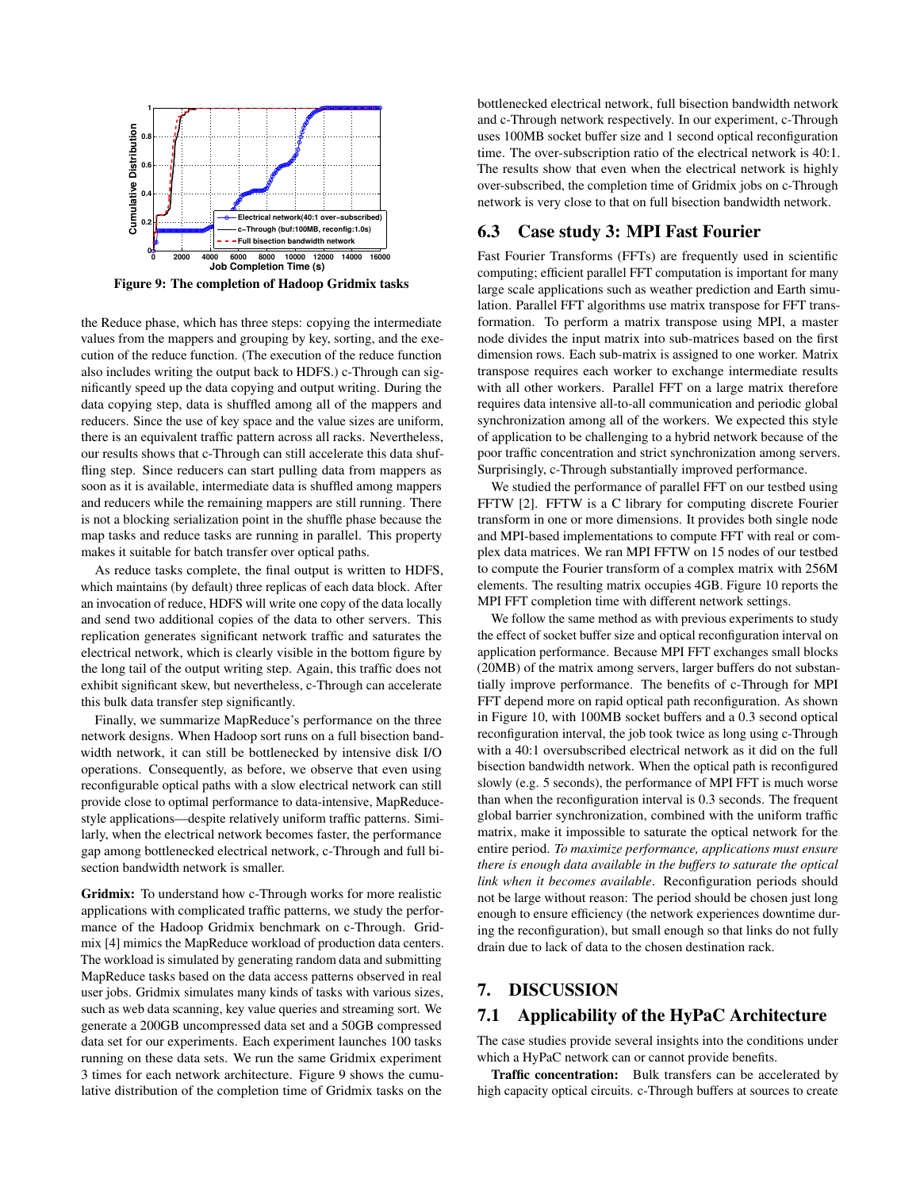Figure 9: The completion of Hadoop Gridmix tasks

the Reduce phase, which has three steps: copying the intermediate values from the mappers and grouping by key, sorting, and the execution of the reduce function. (The execution of the reduce function also includes writing the output back to HDFS.) c-Through can significantly speed up the data copying and output writing. During the data copying step, data is shuffled among all of the mappers and reducers. Since the use of key space and the value sizes are uniform, there is an equivalent traffic pattern across all racks. Nevertheless, our results shows that c-Through can still accelerate this data shuffling step. Since reducers can start pulling data from mappers as soon as it is available, intermediate data is shuffled among mappers and reducers while the remaining mappers are still running. There is not a blocking serialization point in the shuffle phase because the map tasks and reduce tasks are running in parallel. This property makes it suitable for batch transfer over optical paths.

As reduce tasks complete, the final output is written to HDFS, which maintains (by default) three replicas of each data block. After an invocation of reduce, HDFS will write one copy of the data locally and send two additional copies of the data to other servers. This replication generates significant network traffic and saturates the electrical network, which is clearly visible in the bottom figure by the long tail of the output writing step. Again, this traffic does not exhibit significant skew, but nevertheless, c-Through can accelerate this bulk data transfer step significantly.

Finally, we summarize MapReduce's performance on the three network designs. When Hadoop sort runs on a full bisection bandwidth network, it can still be bottlenecked by intensive disk I/O operations. Consequently, as before, we observe that even using reconfigurable optical paths with a slow electrical network can still provide close to optimal performance to data-intensive, MapReduce-style applications—despite relatively uniform traffic patterns. Similarly, when the electrical network becomes faster, the performance gap among bottlenecked electrical network, c-Through and full bisection bandwidth network is smaller.

**Gridmix:** To understand how c-Through works for more realistic applications with complicated traffic patterns, we study the performance of the Hadoop Gridmix benchmark on c-Through. Gridmix [4] mimics the MapReduce workload of production data centers. The workload is simulated by generating random data and submitting MapReduce tasks based on the data access patterns observed in real user jobs. Gridmix simulates many kinds of tasks with various sizes, such as web data scanning, key value queries and streaming sort. We generate a 200GB uncompressed data set and a 50GB compressed data set for our experiments. Each experiment launches 100 tasks running on these data sets. We run the same Gridmix experiment 3 times for each network architecture. Figure 9 shows the cumulative distribution of the completion time of Gridmix tasks on the bottlenecked electrical network, full bisection bandwidth network and c-Through network respectively. In our experiment, c-Through uses 100MB socket buffer size and 1 second optical reconfiguration time. The over-subscription ratio of the electrical network is 40:1. The results show that even when the electrical network is highly over-subscribed, the completion time of Gridmix jobs on c-Through network is very close to that on full bisection bandwidth network.

## 6.3 Case study 3: MPI Fast Fourier

Fast Fourier Transforms (FFTs) are frequently used in scientific computing; efficient parallel FFT computation is important for many large scale applications such as weather prediction and Earth simulation. Parallel FFT algorithms use matrix transpose for FFT transformation. To perform a matrix transpose using MPI, a master node divides the input matrix into sub-matrices based on the first dimension rows. Each sub-matrix is assigned to one worker. Matrix transpose requires each worker to exchange intermediate results with all other workers. Parallel FFT on a large matrix therefore requires data intensive all-to-all communication and periodic global synchronization among all of the workers. We expected this style of application to be challenging to a hybrid network because of the poor traffic concentration and strict synchronization among servers. Surprisingly, c-Through substantially improved performance.

We studied the performance of parallel FFT on our testbed using FFTW [2]. FFTW is a C library for computing discrete Fourier transform in one or more dimensions. It provides both single node and MPI-based implementations to compute FFT with real or complex data matrices. We ran MPI FFTW on 15 nodes of our testbed to compute the Fourier transform of a complex matrix with 256M elements. The resulting matrix occupies 4GB. Figure 10 reports the MPI FFT completion time with different network settings.

We follow the same method as with previous experiments to study the effect of socket buffer size and optical reconfiguration interval on application performance. Because MPI FFT exchanges small blocks (20MB) of the matrix among servers, larger buffers do not substantially improve performance. The benefits of c-Through for MPI FFT depend more on rapid optical path reconfiguration. As shown in Figure 10, with 100MB socket buffers and a 0.3 second optical reconfiguration interval, the job took twice as long using c-Through with a 40:1 oversubscribed electrical network as it did on the full bisection bandwidth network. When the optical path is reconfigured slowly (e.g. 5 seconds), the performance of MPI FFT is much worse than when the reconfiguration interval is 0.3 seconds. The frequent global barrier synchronization, combined with the uniform traffic matrix, make it impossible to saturate the optical network for the entire period. *To maximize performance, applications must ensure there is enough data available in the buffers to saturate the optical link when it becomes available*. Reconfiguration periods should not be large without reason: The period should be chosen just long enough to ensure efficiency (the network experiences downtime during the reconfiguration), but small enough so that links do not fully drain due to lack of data to the chosen destination rack.

# 7. DISCUSSION

## 7.1 Applicability of the HyPaC Architecture

The case studies provide several insights into the conditions under which a HyPaC network can or cannot provide benefits.

**Traffic concentration:** Bulk transfers can be accelerated by high capacity optical circuits. c-Through buffers at sources to create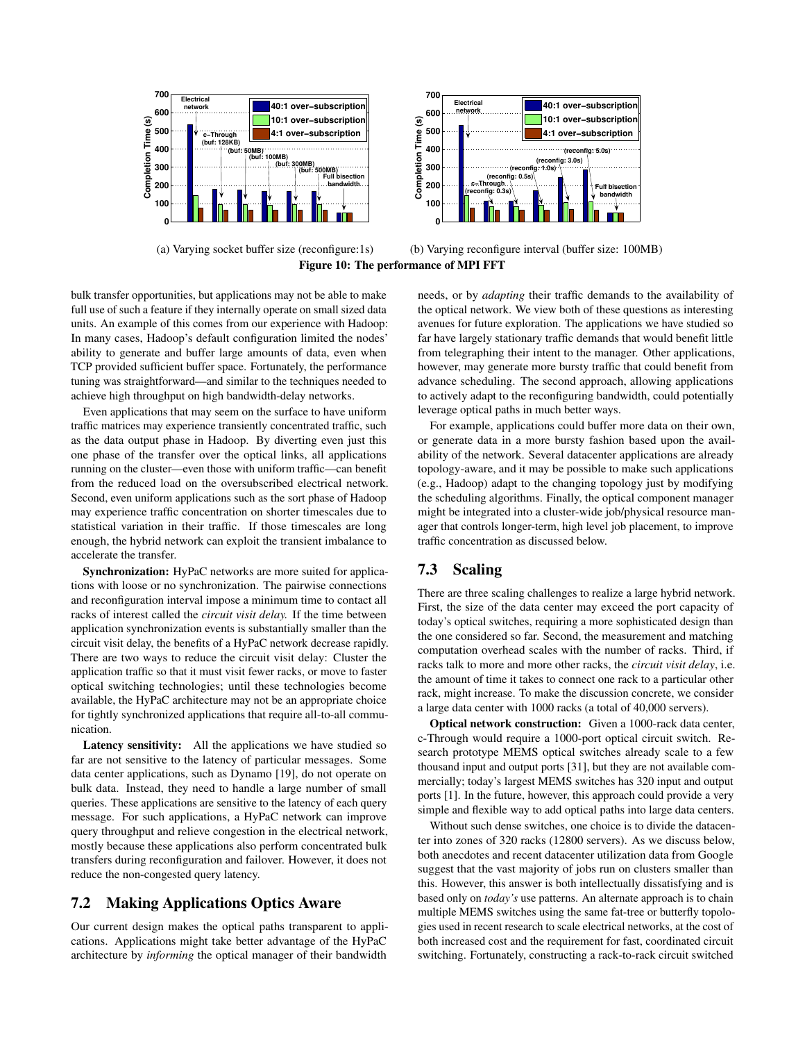700
600
500
400
300
200
100
0
Completion Time (s)
Electrical network
c-Through (buf: 128KB)
(buf: 50MB)
(buf: 100MB)
(buf: 300MB)
(buf: 500MB)
Full bisection bandwidth
40:1 over-subscription
10:1 over-subscription
4:1 over-subscription

(a) Varying socket buffer size (reconfigure:1s)

700
600
500
400
300
200
100
0
Completion Time (s)
Electrical network
c-Through (reconfig: 0.3s)
(reconfig: 0.5s)
(reconfig: 1.0s)
(reconfig: 3.0s)
(reconfig: 5.0s)
Full bisection bandwidth
40:1 over-subscription
10:1 over-subscription
4:1 over-subscription

(b) Varying reconfigure interval (buffer size: 100MB)

**Figure 10: The performance of MPI FFT**

bulk transfer opportunities, but applications may not be able to make full use of such a feature if they internally operate on small sized data units. An example of this comes from our experience with Hadoop: In many cases, Hadoop's default configuration limited the nodes' ability to generate and buffer large amounts of data, even when TCP provided sufficient buffer space. Fortunately, the performance tuning was straightforward—and similar to the techniques needed to achieve high throughput on high bandwidth-delay networks.

Even applications that may seem on the surface to have uniform traffic matrices may experience transiently concentrated traffic, such as the data output phase in Hadoop. By diverting even just this one phase of the transfer over the optical links, all applications running on the cluster—even those with uniform traffic—can benefit from the reduced load on the oversubscribed electrical network. Second, even uniform applications such as the sort phase of Hadoop may experience traffic concentration on shorter timescales due to statistical variation in their traffic. If those timescales are long enough, the hybrid network can exploit the transient imbalance to accelerate the transfer.

**Synchronization:** HyPaC networks are more suited for applications with loose or no synchronization. The pairwise connections and reconfiguration interval impose a minimum time to contact all racks of interest called the *circuit visit delay.* If the time between application synchronization events is substantially smaller than the circuit visit delay, the benefits of a HyPaC network decrease rapidly. There are two ways to reduce the circuit visit delay: Cluster the application traffic so that it must visit fewer racks, or move to faster optical switching technologies; until these technologies become available, the HyPaC architecture may not be an appropriate choice for tightly synchronized applications that require all-to-all communication.

**Latency sensitivity:** All the applications we have studied so far are not sensitive to the latency of particular messages. Some data center applications, such as Dynamo [19], do not operate on bulk data. Instead, they need to handle a large number of small queries. These applications are sensitive to the latency of each query message. For such applications, a HyPaC network can improve query throughput and relieve congestion in the electrical network, mostly because these applications also perform concentrated bulk transfers during reconfiguration and failover. However, it does not reduce the non-congested query latency.

## 7.2 Making Applications Optics Aware

Our current design makes the optical paths transparent to applications. Applications might take better advantage of the HyPaC architecture by *informing* the optical manager of their bandwidth needs, or by *adapting* their traffic demands to the availability of the optical network. We view both of these questions as interesting avenues for future exploration. The applications we have studied so far have largely stationary traffic demands that would benefit little from telegraphing their intent to the manager. Other applications, however, may generate more bursty traffic that could benefit from advance scheduling. The second approach, allowing applications to actively adapt to the reconfiguring bandwidth, could potentially leverage optical paths in much better ways.

For example, applications could buffer more data on their own, or generate data in a more bursty fashion based upon the availability of the network. Several datacenter applications are already topology-aware, and it may be possible to make such applications (e.g., Hadoop) adapt to the changing topology just by modifying the scheduling algorithms. Finally, the optical component manager might be integrated into a cluster-wide job/physical resource manager that controls longer-term, high level job placement, to improve traffic concentration as discussed below.

## 7.3 Scaling

There are three scaling challenges to realize a large hybrid network. First, the size of the data center may exceed the port capacity of today's optical switches, requiring a more sophisticated design than the one considered so far. Second, the measurement and matching computation overhead scales with the number of racks. Third, if racks talk to more and more other racks, the *circuit visit delay*, i.e. the amount of time it takes to connect one rack to a particular other rack, might increase. To make the discussion concrete, we consider a large data center with 1000 racks (a total of 40,000 servers).

**Optical network construction:** Given a 1000-rack data center, c-Through would require a 1000-port optical circuit switch. Research prototype MEMS optical switches already scale to a few thousand input and output ports [31], but they are not available commercially; today's largest MEMS switches has 320 input and output ports [1]. In the future, however, this approach could provide a very simple and flexible way to add optical paths into large data centers.

Without such dense switches, one choice is to divide the datacenter into zones of 320 racks (12800 servers). As we discuss below, both anecdotes and recent datacenter utilization data from Google suggest that the vast majority of jobs run on clusters smaller than this. However, this answer is both intellectually dissatisfying and is based only on *today's* use patterns. An alternate approach is to chain multiple MEMS switches using the same fat-tree or butterfly topologies used in recent research to scale electrical networks, at the cost of both increased cost and the requirement for fast, coordinated circuit switching. Fortunately, constructing a rack-to-rack circuit switched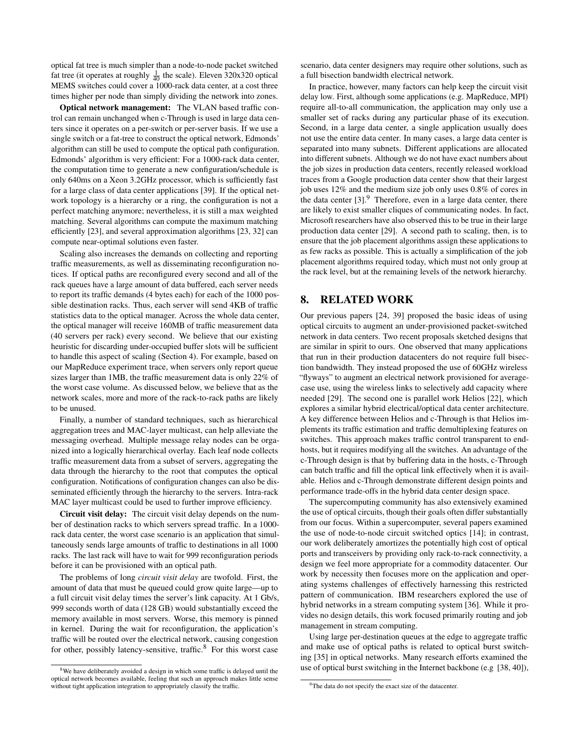optical fat tree is much simpler than a node-to-node packet switched fat tree (it operates at roughly $\frac{1}{40}$ the scale). Eleven 320x320 optical MEMS switches could cover a 1000-rack data center, at a cost three times higher per node than simply dividing the network into zones.

**Optical network management:** The VLAN based traffic control can remain unchanged when c-Through is used in large data centers since it operates on a per-switch or per-server basis. If we use a single switch or a fat-tree to construct the optical network, Edmonds' algorithm can still be used to compute the optical path configuration. Edmonds' algorithm is very efficient: For a 1000-rack data center, the computation time to generate a new configuration/schedule is only 640ms on a Xeon 3.2GHz processor, which is sufficiently fast for a large class of data center applications [39]. If the optical network topology is a hierarchy or a ring, the configuration is not a perfect matching anymore; nevertheless, it is still a max weighted matching. Several algorithms can compute the maximum matching efficiently [23], and several approximation algorithms [23, 32] can compute near-optimal solutions even faster.

Scaling also increases the demands on collecting and reporting traffic measurements, as well as disseminating reconfiguration notices. If optical paths are reconfigured every second and all of the rack queues have a large amount of data buffered, each server needs to report its traffic demands (4 bytes each) for each of the 1000 possible destination racks. Thus, each server will send 4KB of traffic statistics data to the optical manager. Across the whole data center, the optical manager will receive 160MB of traffic measurement data (40 servers per rack) every second. We believe that our existing heuristic for discarding under-occupied buffer slots will be sufficient to handle this aspect of scaling (Section 4). For example, based on our MapReduce experiment trace, when servers only report queue sizes larger than 1MB, the traffic measurement data is only 22% of the worst case volume. As discussed below, we believe that as the network scales, more and more of the rack-to-rack paths are likely to be unused.

Finally, a number of standard techniques, such as hierarchical aggregation trees and MAC-layer multicast, can help alleviate the messaging overhead. Multiple message relay nodes can be organized into a logically hierarchical overlay. Each leaf node collects traffic measurement data from a subset of servers, aggregating the data through the hierarchy to the root that computes the optical configuration. Notifications of configuration changes can also be disseminated efficiently through the hierarchy to the servers. Intra-rack MAC layer multicast could be used to further improve efficiency.

**Circuit visit delay:** The circuit visit delay depends on the number of destination racks to which servers spread traffic. In a 1000-rack data center, the worst case scenario is an application that simultaneously sends large amounts of traffic to destinations in all 1000 racks. The last rack will have to wait for 999 reconfiguration periods before it can be provisioned with an optical path.

The problems of long *circuit visit delay* are twofold. First, the amount of data that must be queued could grow quite large—up to a full circuit visit delay times the server's link capacity. At 1 Gb/s, 999 seconds worth of data (128 GB) would substantially exceed the memory available in most servers. Worse, this memory is pinned in kernel. During the wait for reconfiguration, the application's traffic will be routed over the electrical network, causing congestion for other, possibly latency-sensitive, traffic.[8] For this worst case scenario, data center designers may require other solutions, such as a full bisection bandwidth electrical network.

In practice, however, many factors can help keep the circuit visit delay low. First, although some applications (e.g. MapReduce, MPI) require all-to-all communication, the application may only use a smaller set of racks during any particular phase of its execution. Second, in a large data center, a single application usually does not use the entire data center. In many cases, a large data center is separated into many subnets. Different applications are allocated into different subnets. Although we do not have exact numbers about the job sizes in production data centers, recently released workload traces from a Google production data center show that their largest job uses 12% and the medium size job only uses 0.8% of cores in the data center [3].[9] Therefore, even in a large data center, there are likely to exist smaller cliques of communicating nodes. In fact, Microsoft researchers have also observed this to be true in their large production data center [29]. A second path to scaling, then, is to ensure that the job placement algorithms assign these applications to as few racks as possible. This is actually a simplification of the job placement algorithms required today, which must not only group at the rack level, but at the remaining levels of the network hierarchy.

## 8. RELATED WORK

Our previous papers [24, 39] proposed the basic ideas of using optical circuits to augment an under-provisioned packet-switched network in data centers. Two recent proposals sketched designs that are similar in spirit to ours. One observed that many applications that run in their production datacenters do not require full bisection bandwidth. They instead proposed the use of 60GHz wireless "flyways" to augment an electrical network provisioned for average-case use, using the wireless links to selectively add capacity where needed [29]. The second one is parallel work Helios [22], which explores a similar hybrid electrical/optical data center architecture. A key difference between Helios and c-Through is that Helios implements its traffic estimation and traffic demultiplexing features on switches. This approach makes traffic control transparent to end-hosts, but it requires modifying all the switches. An advantage of the c-Through design is that by buffering data in the hosts, c-Through can batch traffic and fill the optical link effectively when it is available. Helios and c-Through demonstrate different design points and performance trade-offs in the hybrid data center design space.

The supercomputing community has also extensively examined the use of optical circuits, though their goals often differ substantially from our focus. Within a supercomputer, several papers examined the use of node-to-node circuit switched optics [14]; in contrast, our work deliberately amortizes the potentially high cost of optical ports and transceivers by providing only rack-to-rack connectivity, a design we feel more appropriate for a commodity datacenter. Our work by necessity then focuses more on the application and operating systems challenges of effectively harnessing this restricted pattern of communication. IBM researchers explored the use of hybrid networks in a stream computing system [36]. While it provides no design details, this work focused primarily routing and job management in stream computing.

Using large per-destination queues at the edge to aggregate traffic and make use of optical paths is related to optical burst switching [35] in optical networks. Many research efforts examined the use of optical burst switching in the Internet backbone (e.g [38, 40]),

[8] We have deliberately avoided a design in which some traffic is delayed until the optical network becomes available, feeling that such an approach makes little sense without tight application integration to appropriately classify the traffic.

[9] The data do not specify the exact size of the datacenter.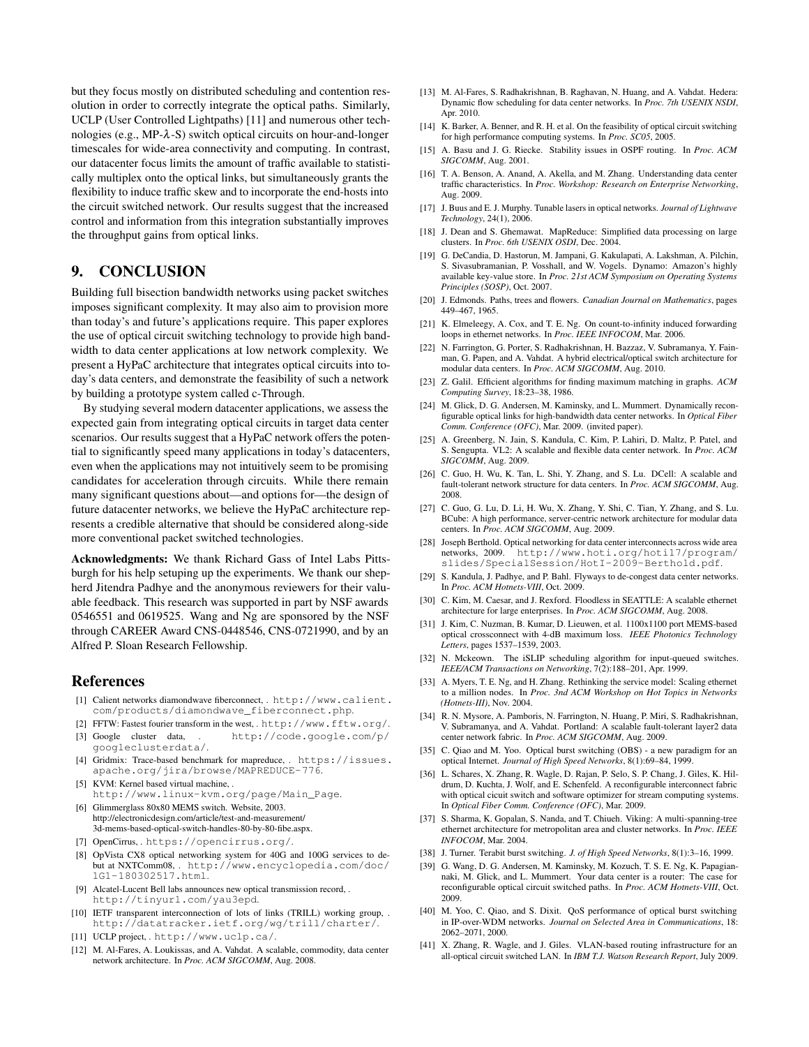but they focus mostly on distributed scheduling and contention resolution in order to correctly integrate the optical paths. Similarly, UCLP (User Controlled Lightpaths) [11] and numerous other technologies (e.g., MP-$\lambda$-S) switch optical circuits on hour-and-longer timescales for wide-area connectivity and computing. In contrast, our datacenter focus limits the amount of traffic available to statistically multiplex onto the optical links, but simultaneously grants the flexibility to induce traffic skew and to incorporate the end-hosts into the circuit switched network. Our results suggest that the increased control and information from this integration substantially improves the throughput gains from optical links.

## 9. CONCLUSION

Building full bisection bandwidth networks using packet switches imposes significant complexity. It may also aim to provision more than today's and future's applications require. This paper explores the use of optical circuit switching technology to provide high bandwidth to data center applications at low network complexity. We present a HyPaC architecture that integrates optical circuits into today's data centers, and demonstrate the feasibility of such a network by building a prototype system called c-Through.

By studying several modern datacenter applications, we assess the expected gain from integrating optical circuits in target data center scenarios. Our results suggest that a HyPaC network offers the potential to significantly speed many applications in today's datacenters, even when the applications may not intuitively seem to be promising candidates for acceleration through circuits. While there remain many significant questions about—and options for—the design of future datacenter networks, we believe the HyPaC architecture represents a credible alternative that should be considered along-side more conventional packet switched technologies.

**Acknowledgments:** We thank Richard Gass of Intel Labs Pittsburgh for his help setuping up the experiments. We thank our shepherd Jitendra Padhye and the anonymous reviewers for their valuable feedback. This research was supported in part by NSF awards 0546551 and 0619525. Wang and Ng are sponsored by the NSF through CAREER Award CNS-0448546, CNS-0721990, and by an Alfred P. Sloan Research Fellowship.

## References

[1] Calient networks diamondwave fiberconnect, . http://www.calient.com/products/diamondwave_fiberconnect.php.

[2] FFTW: Fastest fourier transform in the west, . http://www.fftw.org/.

[3] Google cluster data, . http://code.google.com/p/googleclusterdata/.

[4] Gridmix: Trace-based benchmark for mapreduce, . https://issues.apache.org/jira/browse/MAPREDUCE-776.

[5] KVM: Kernel based virtual machine, . http://www.linux-kvm.org/page/Main_Page.

[6] Glimmerglass 80x80 MEMS switch. Website, 2003. http://electronicdesign.com/article/test-and-measurement/3d-mems-based-optical-switch-handles-80-by-80-fibe.aspx.

[7] OpenCirrus, . https://opencirrus.org/.

[8] OpVista CX8 optical networking system for 40G and 100G services to debut at NXTComm08, . http://www.encyclopedia.com/doc/1G1-180302517.html.

[9] Alcatel-Lucent Bell labs announces new optical transmission record, . http://tinyurl.com/yau3epd.

[10] IETF transparent interconnection of lots of links (TRILL) working group, . http://datatracker.ietf.org/wg/trill/charter/.

[11] UCLP project, . http://www.uclp.ca/.

[12] M. Al-Fares, A. Loukissas, and A. Vahdat. A scalable, commodity, data center network architecture. In *Proc. ACM SIGCOMM*, Aug. 2008.

[13] M. Al-Fares, S. Radhakrishnan, B. Raghavan, N. Huang, and A. Vahdat. Hedera: Dynamic flow scheduling for data center networks. In *Proc. 7th USENIX NSDI*, Apr. 2010.

[14] K. Barker, A. Benner, and R. H. et al. On the feasibility of optical circuit switching for high performance computing systems. In *Proc. SC05*, 2005.

[15] A. Basu and J. G. Riecke. Stability issues in OSPF routing. In *Proc. ACM SIGCOMM*, Aug. 2001.

[16] T. A. Benson, A. Anand, A. Akella, and M. Zhang. Understanding data center traffic characteristics. In *Proc. Workshop: Research on Enterprise Networking*, Aug. 2009.

[17] J. Buus and E. J. Murphy. Tunable lasers in optical networks. *Journal of Lightwave Technology*, 24(1), 2006.

[18] J. Dean and S. Ghemawat. MapReduce: Simplified data processing on large clusters. In *Proc. 6th USENIX OSDI*, Dec. 2004.

[19] G. DeCandia, D. Hastorun, M. Jampani, G. Kakulapati, A. Lakshman, A. Pilchin, S. Sivasubramanian, P. Vosshall, and W. Vogels. Dynamo: Amazon's highly available key-value store. In *Proc. 21st ACM Symposium on Operating Systems Principles (SOSP)*, Oct. 2007.

[20] J. Edmonds. Paths, trees and flowers. *Canadian Journal on Mathematics*, pages 449–467, 1965.

[21] K. Elmeleegy, A. Cox, and T. E. Ng. On count-to-infinity induced forwarding loops in ethernet networks. In *Proc. IEEE INFOCOM*, Mar. 2006.

[22] N. Farrington, G. Porter, S. Radhakrishnan, H. Bazzaz, V. Subramanya, Y. Fainman, G. Papen, and A. Vahdat. A hybrid electrical/optical switch architecture for modular data centers. In *Proc. ACM SIGCOMM*, Aug. 2010.

[23] Z. Galil. Efficient algorithms for finding maximum matching in graphs. *ACM Computing Survey*, 18:23–38, 1986.

[24] M. Glick, D. G. Andersen, M. Kaminsky, and L. Mummert. Dynamically reconfigurable optical links for high-bandwidth data center networks. In *Optical Fiber Comm. Conference (OFC)*, Mar. 2009. (invited paper).

[25] A. Greenberg, N. Jain, S. Kandula, C. Kim, P. Lahiri, D. Maltz, P. Patel, and S. Sengupta. VL2: A scalable and flexible data center network. In *Proc. ACM SIGCOMM*, Aug. 2009.

[26] C. Guo, H. Wu, K. Tan, L. Shi, Y. Zhang, and S. Lu. DCell: A scalable and fault-tolerant network structure for data centers. In *Proc. ACM SIGCOMM*, Aug. 2008.

[27] C. Guo, G. Lu, D. Li, H. Wu, X. Zhang, Y. Shi, C. Tian, Y. Zhang, and S. Lu. BCube: A high performance, server-centric network architecture for modular data centers. In *Proc. ACM SIGCOMM*, Aug. 2009.

[28] Joseph Berthold. Optical networking for data center interconnects across wide area networks, 2009. http://www.hoti.org/hoti17/program/slides/SpecialSession/HotI-2009-Berthold.pdf.

[29] S. Kandula, J. Padhye, and P. Bahl. Flyways to de-congest data center networks. In *Proc. ACM Hotnets-VIII*, Oct. 2009.

[30] C. Kim, M. Caesar, and J. Rexford. Floodless in SEATTLE: A scalable ethernet architecture for large enterprises. In *Proc. ACM SIGCOMM*, Aug. 2008.

[31] J. Kim, C. Nuzman, B. Kumar, D. Lieuwen, et al. 1100x1100 port MEMS-based optical crossconnect with 4-dB maximum loss. *IEEE Photonics Technology Letters*, pages 1537–1539, 2003.

[32] N. Mckeown. The iSLIP scheduling algorithm for input-queued switches. *IEEE/ACM Transactions on Networking*, 7(2):188–201, Apr. 1999.

[33] A. Myers, T. E. Ng, and H. Zhang. Rethinking the service model: Scaling ethernet to a million nodes. In *Proc. 3nd ACM Workshop on Hot Topics in Networks (Hotnets-III)*, Nov. 2004.

[34] R. N. Mysore, A. Pamboris, N. Farrington, N. Huang, P. Miri, S. Radhakrishnan, V. Subramanya, and A. Vahdat. Portland: A scalable fault-tolerant layer2 data center network fabric. In *Proc. ACM SIGCOMM*, Aug. 2009.

[35] C. Qiao and M. Yoo. Optical burst switching (OBS) - a new paradigm for an optical Internet. *Journal of High Speed Networks*, 8(1):69–84, 1999.

[36] L. Schares, X. Zhang, R. Wagle, D. Rajan, P. Selo, S. P. Chang, J. Giles, K. Hildrum, D. Kuchta, J. Wolf, and E. Schenfeld. A reconfigurable interconnect fabric with optical cicuit switch and software optimizer for stream computing systems. In *Optical Fiber Comm. Conference (OFC)*, Mar. 2009.

[37] S. Sharma, K. Gopalan, S. Nanda, and T. Chiueh. Viking: A multi-spanning-tree ethernet architecture for metropolitan area and cluster networks. In *Proc. IEEE INFOCOM*, Mar. 2004.

[38] J. Turner. Terabit burst switching. *J. of High Speed Networks*, 8(1):3–16, 1999.

[39] G. Wang, D. G. Andersen, M. Kaminsky, M. Kozuch, T. S. E. Ng, K. Papagiannaki, M. Glick, and L. Mummert. Your data center is a router: The case for reconfigurable optical circuit switched paths. In *Proc. ACM Hotnets-VIII*, Oct. 2009.

[40] M. Yoo, C. Qiao, and S. Dixit. QoS performance of optical burst switching in IP-over-WDM networks. *Journal on Selected Area in Communications*, 18: 2062–2071, 2000.

[41] X. Zhang, R. Wagle, and J. Giles. VLAN-based routing infrastructure for an all-optical circuit switched LAN. In *IBM T.J. Watson Research Report*, July 2009.